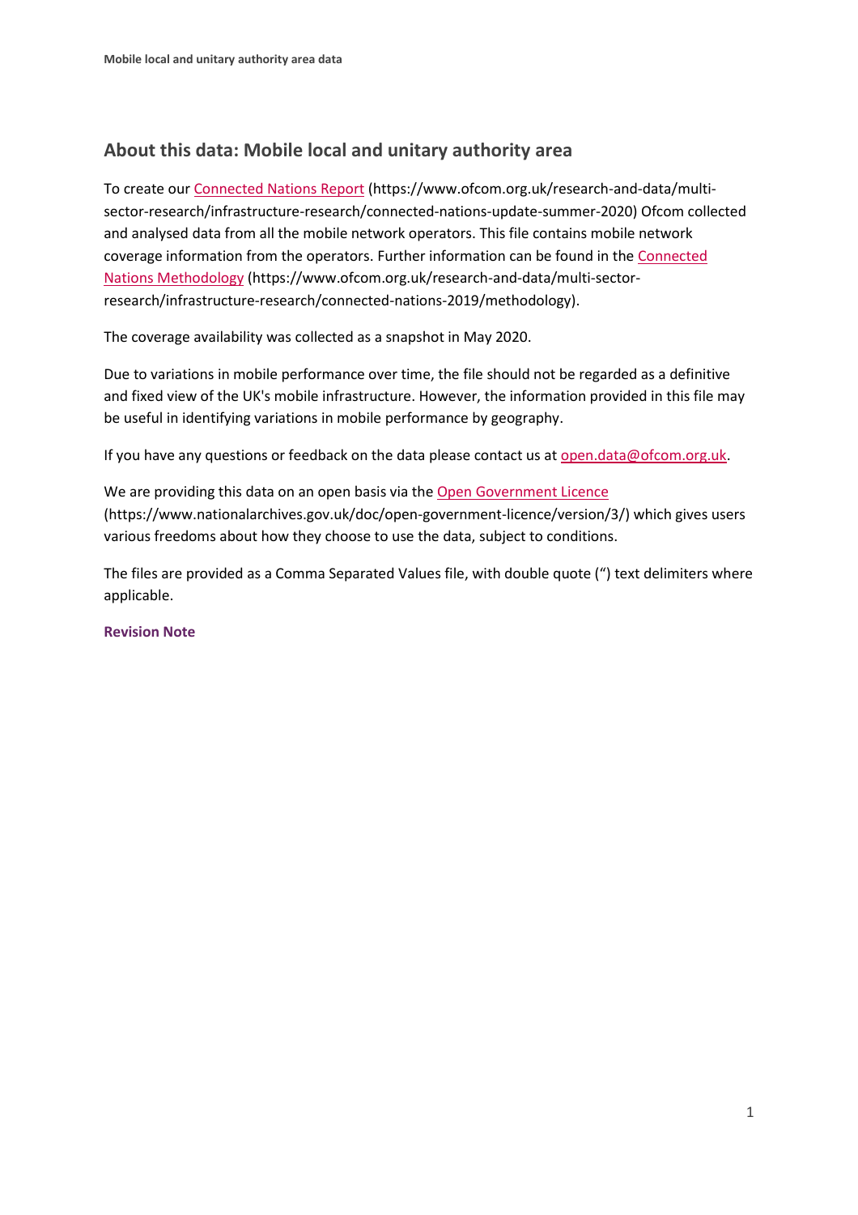## About this data: Mobile local and unitary authority area

To create our Connected Nations Report (https://www.ofcom.org.uk/research-and-data/multi-sector-research/infrastructure-research/connected-nations-update-summer-2020) Ofcom collected and analysed data from all the mobile network operators. This file contains mobile network coverage information from the operators. Further information can be found in the Connected Nations Methodology (https://www.ofcom.org.uk/research-and-data/multi-sector-research/infrastructure-research/connected-nations-2019/methodology).

The coverage availability was collected as a snapshot in May 2020.

Due to variations in mobile performance over time, the file should not be regarded as a definitive and fixed view of the UK's mobile infrastructure. However, the information provided in this file may be useful in identifying variations in mobile performance by geography.

If you have any questions or feedback on the data please contact us at open.data@ofcom.org.uk.

We are providing this data on an open basis via the Open Government Licence (https://www.nationalarchives.gov.uk/doc/open-government-licence/version/3/) which gives users various freedoms about how they choose to use the data, subject to conditions.

The files are provided as a Comma Separated Values file, with double quote (") text delimiters where applicable.

**Revision Note**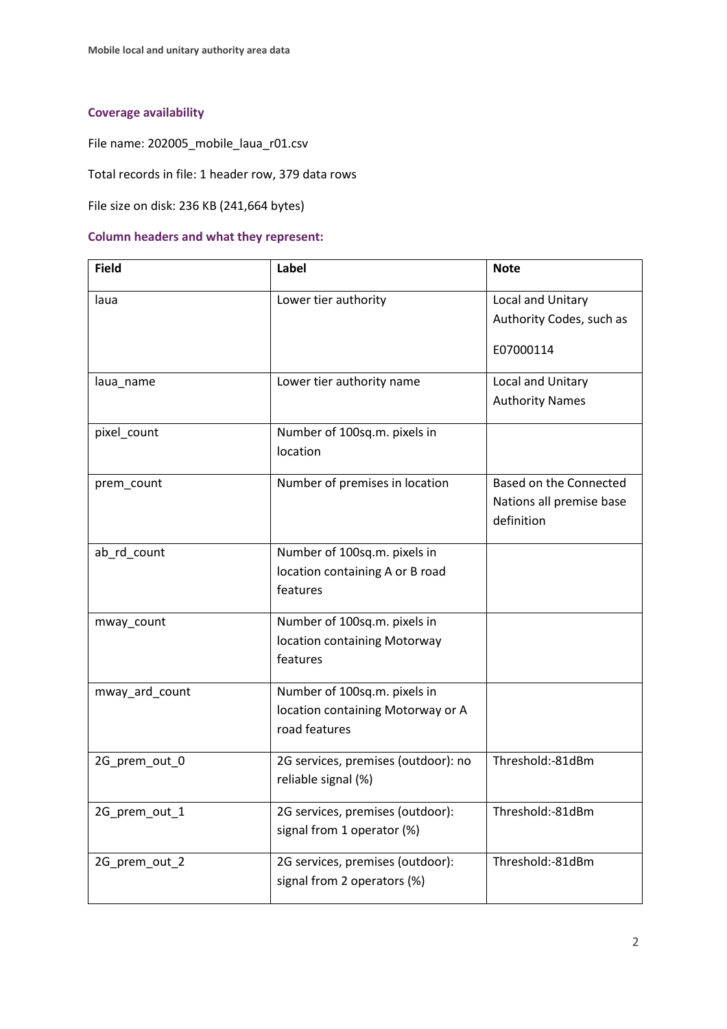### Coverage availability

File name: 202005_mobile_laua_r01.csv

Total records in file: 1 header row, 379 data rows

File size on disk: 236 KB (241,664 bytes)

### Column headers and what they represent:

| Field | Label | Note |
|---|---|---|
| laua | Lower tier authority | Local and Unitary Authority Codes, such as E07000114 |
| laua_name | Lower tier authority name | Local and Unitary Authority Names |
| pixel_count | Number of 100sq.m. pixels in location | |
| prem_count | Number of premises in location | Based on the Connected Nations all premise base definition |
| ab_rd_count | Number of 100sq.m. pixels in location containing A or B road features | |
| mway_count | Number of 100sq.m. pixels in location containing Motorway features | |
| mway_ard_count | Number of 100sq.m. pixels in location containing Motorway or A road features | |
| 2G_prem_out_0 | 2G services, premises (outdoor): no reliable signal (%) | Threshold:-81dBm |
| 2G_prem_out_1 | 2G services, premises (outdoor): signal from 1 operator (%) | Threshold:-81dBm |
| 2G_prem_out_2 | 2G services, premises (outdoor): signal from 2 operators (%) | Threshold:-81dBm |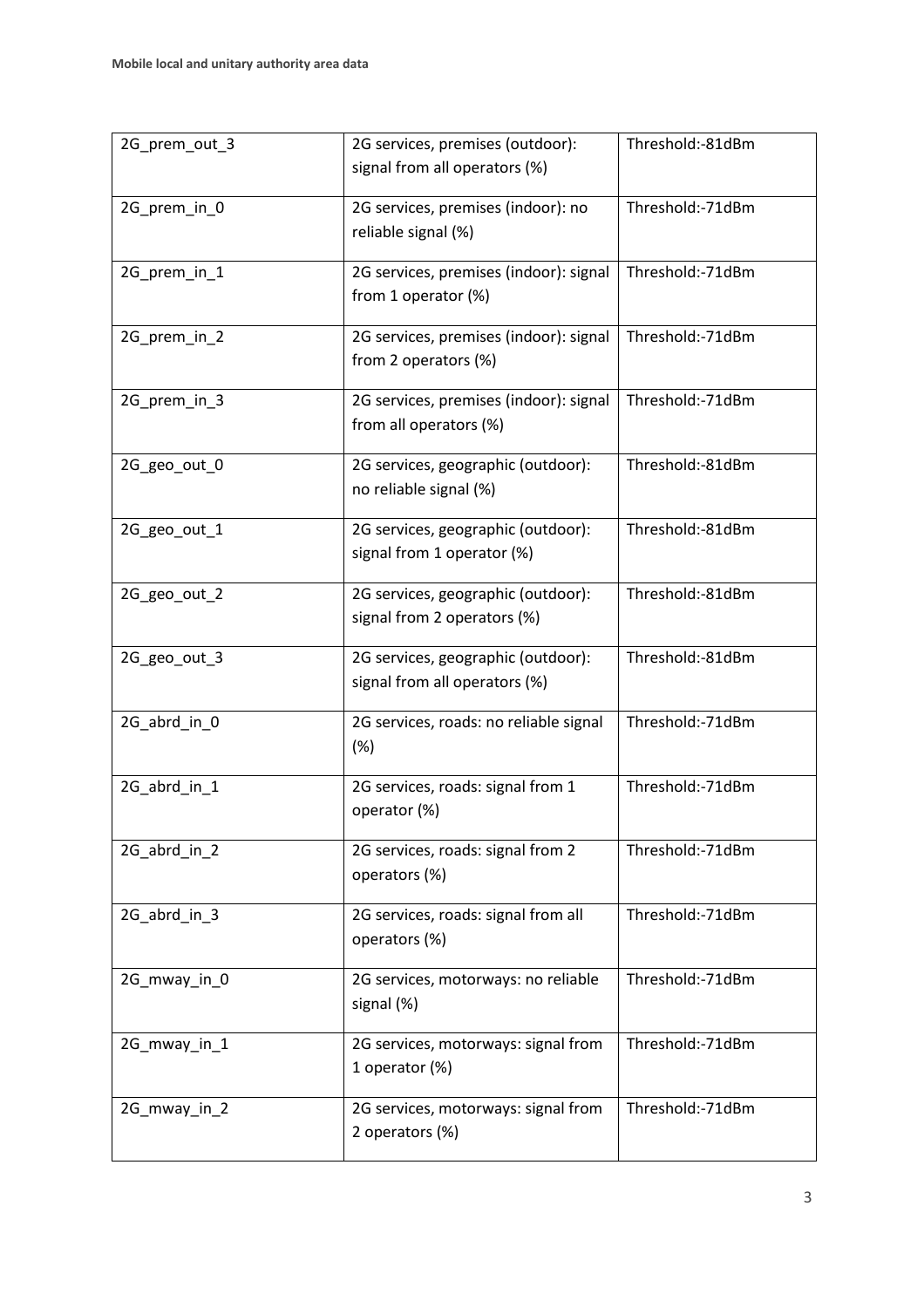| | | |
|---|---|---|
| 2G_prem_out_3 | 2G services, premises (outdoor): signal from all operators (%) | Threshold:-81dBm |
| 2G_prem_in_0 | 2G services, premises (indoor): no reliable signal (%) | Threshold:-71dBm |
| 2G_prem_in_1 | 2G services, premises (indoor): signal from 1 operator (%) | Threshold:-71dBm |
| 2G_prem_in_2 | 2G services, premises (indoor): signal from 2 operators (%) | Threshold:-71dBm |
| 2G_prem_in_3 | 2G services, premises (indoor): signal from all operators (%) | Threshold:-71dBm |
| 2G_geo_out_0 | 2G services, geographic (outdoor): no reliable signal (%) | Threshold:-81dBm |
| 2G_geo_out_1 | 2G services, geographic (outdoor): signal from 1 operator (%) | Threshold:-81dBm |
| 2G_geo_out_2 | 2G services, geographic (outdoor): signal from 2 operators (%) | Threshold:-81dBm |
| 2G_geo_out_3 | 2G services, geographic (outdoor): signal from all operators (%) | Threshold:-81dBm |
| 2G_abrd_in_0 | 2G services, roads: no reliable signal (%) | Threshold:-71dBm |
| 2G_abrd_in_1 | 2G services, roads: signal from 1 operator (%) | Threshold:-71dBm |
| 2G_abrd_in_2 | 2G services, roads: signal from 2 operators (%) | Threshold:-71dBm |
| 2G_abrd_in_3 | 2G services, roads: signal from all operators (%) | Threshold:-71dBm |
| 2G_mway_in_0 | 2G services, motorways: no reliable signal (%) | Threshold:-71dBm |
| 2G_mway_in_1 | 2G services, motorways: signal from 1 operator (%) | Threshold:-71dBm |
| 2G_mway_in_2 | 2G services, motorways: signal from 2 operators (%) | Threshold:-71dBm |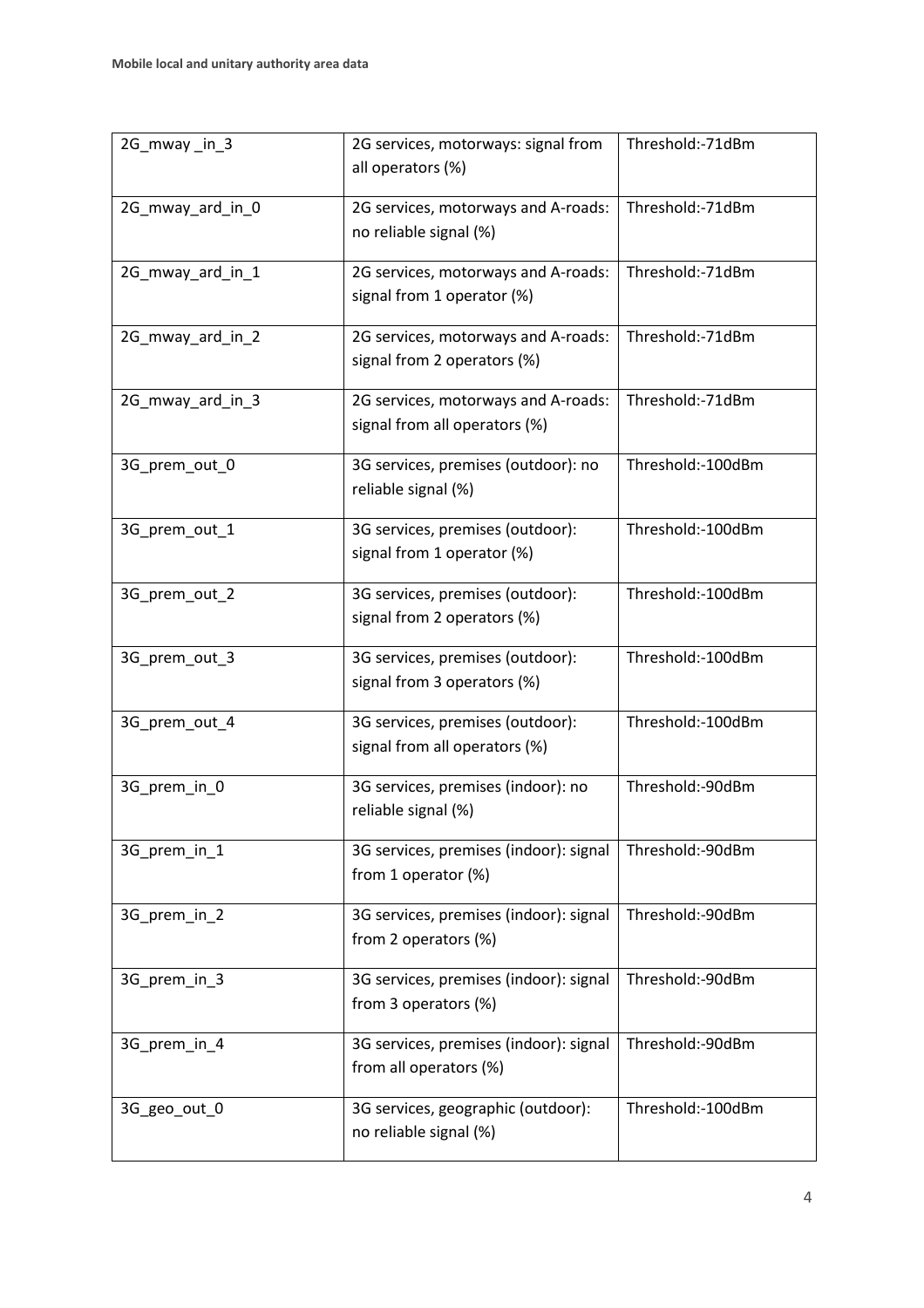| 2G_mway _in_3 | 2G services, motorways: signal from all operators (%) | Threshold:-71dBm |
|---|---|---|
| 2G_mway_ard_in_0 | 2G services, motorways and A-roads: no reliable signal (%) | Threshold:-71dBm |
| 2G_mway_ard_in_1 | 2G services, motorways and A-roads: signal from 1 operator (%) | Threshold:-71dBm |
| 2G_mway_ard_in_2 | 2G services, motorways and A-roads: signal from 2 operators (%) | Threshold:-71dBm |
| 2G_mway_ard_in_3 | 2G services, motorways and A-roads: signal from all operators (%) | Threshold:-71dBm |
| 3G_prem_out_0 | 3G services, premises (outdoor): no reliable signal (%) | Threshold:-100dBm |
| 3G_prem_out_1 | 3G services, premises (outdoor): signal from 1 operator (%) | Threshold:-100dBm |
| 3G_prem_out_2 | 3G services, premises (outdoor): signal from 2 operators (%) | Threshold:-100dBm |
| 3G_prem_out_3 | 3G services, premises (outdoor): signal from 3 operators (%) | Threshold:-100dBm |
| 3G_prem_out_4 | 3G services, premises (outdoor): signal from all operators (%) | Threshold:-100dBm |
| 3G_prem_in_0 | 3G services, premises (indoor): no reliable signal (%) | Threshold:-90dBm |
| 3G_prem_in_1 | 3G services, premises (indoor): signal from 1 operator (%) | Threshold:-90dBm |
| 3G_prem_in_2 | 3G services, premises (indoor): signal from 2 operators (%) | Threshold:-90dBm |
| 3G_prem_in_3 | 3G services, premises (indoor): signal from 3 operators (%) | Threshold:-90dBm |
| 3G_prem_in_4 | 3G services, premises (indoor): signal from all operators (%) | Threshold:-90dBm |
| 3G_geo_out_0 | 3G services, geographic (outdoor): no reliable signal (%) | Threshold:-100dBm |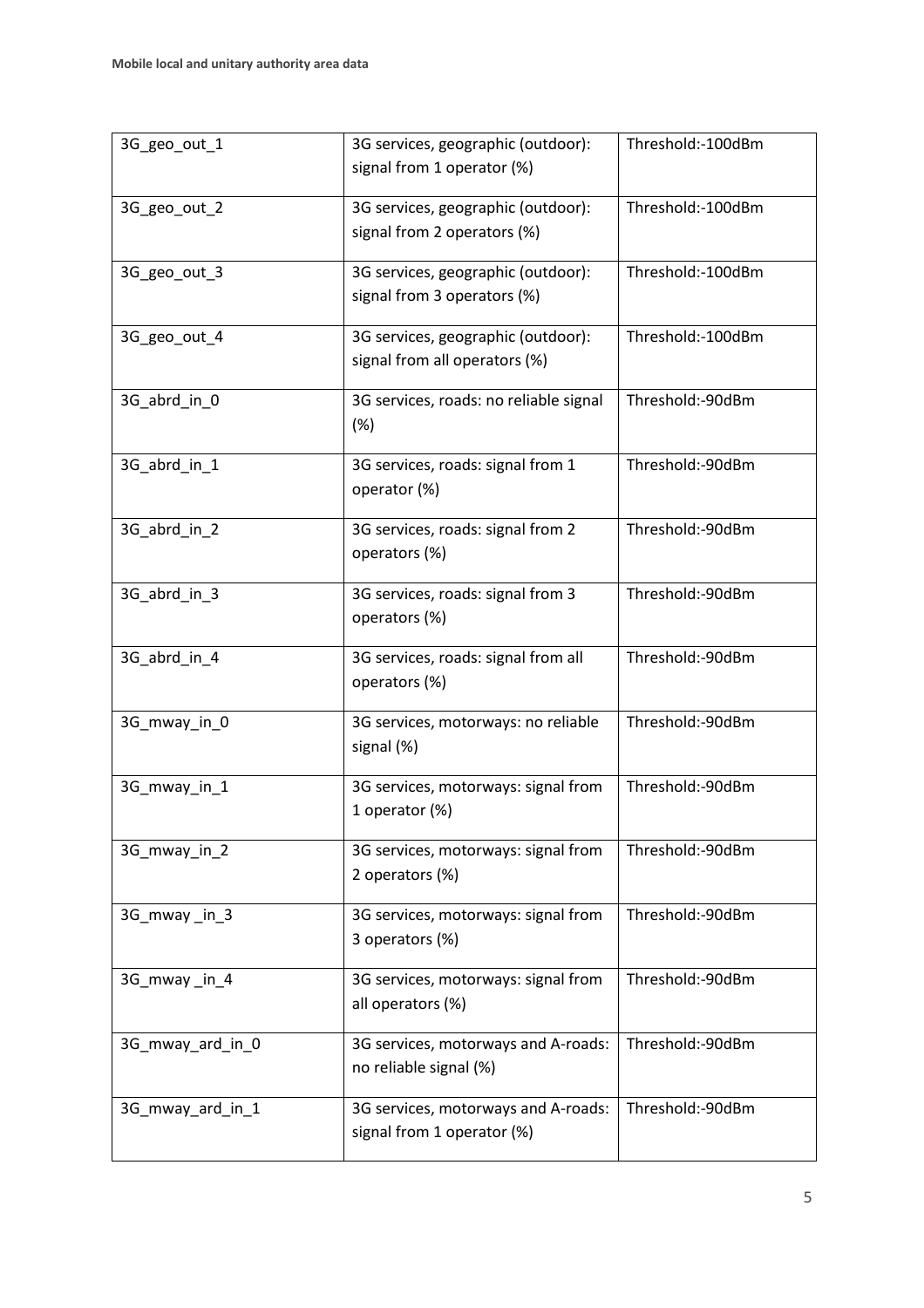| 3G_geo_out_1 | 3G services, geographic (outdoor): signal from 1 operator (%) | Threshold:-100dBm |
|---|---|---|
| 3G_geo_out_2 | 3G services, geographic (outdoor): signal from 2 operators (%) | Threshold:-100dBm |
| 3G_geo_out_3 | 3G services, geographic (outdoor): signal from 3 operators (%) | Threshold:-100dBm |
| 3G_geo_out_4 | 3G services, geographic (outdoor): signal from all operators (%) | Threshold:-100dBm |
| 3G_abrd_in_0 | 3G services, roads: no reliable signal (%) | Threshold:-90dBm |
| 3G_abrd_in_1 | 3G services, roads: signal from 1 operator (%) | Threshold:-90dBm |
| 3G_abrd_in_2 | 3G services, roads: signal from 2 operators (%) | Threshold:-90dBm |
| 3G_abrd_in_3 | 3G services, roads: signal from 3 operators (%) | Threshold:-90dBm |
| 3G_abrd_in_4 | 3G services, roads: signal from all operators (%) | Threshold:-90dBm |
| 3G_mway_in_0 | 3G services, motorways: no reliable signal (%) | Threshold:-90dBm |
| 3G_mway_in_1 | 3G services, motorways: signal from 1 operator (%) | Threshold:-90dBm |
| 3G_mway_in_2 | 3G services, motorways: signal from 2 operators (%) | Threshold:-90dBm |
| 3G_mway _in_3 | 3G services, motorways: signal from 3 operators (%) | Threshold:-90dBm |
| 3G_mway _in_4 | 3G services, motorways: signal from all operators (%) | Threshold:-90dBm |
| 3G_mway_ard_in_0 | 3G services, motorways and A-roads: no reliable signal (%) | Threshold:-90dBm |
| 3G_mway_ard_in_1 | 3G services, motorways and A-roads: signal from 1 operator (%) | Threshold:-90dBm |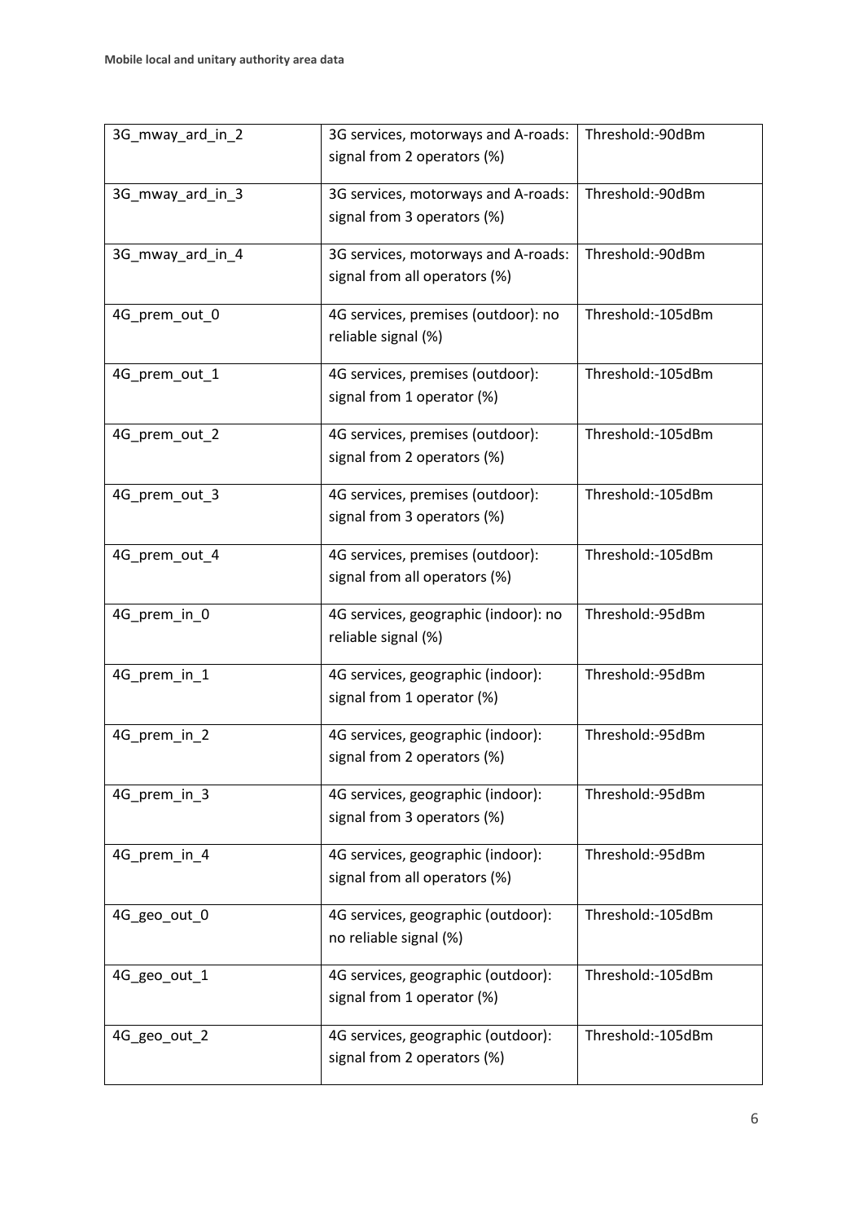| | | |
|---|---|---|
| 3G_mway_ard_in_2 | 3G services, motorways and A-roads: signal from 2 operators (%) | Threshold:-90dBm |
| 3G_mway_ard_in_3 | 3G services, motorways and A-roads: signal from 3 operators (%) | Threshold:-90dBm |
| 3G_mway_ard_in_4 | 3G services, motorways and A-roads: signal from all operators (%) | Threshold:-90dBm |
| 4G_prem_out_0 | 4G services, premises (outdoor): no reliable signal (%) | Threshold:-105dBm |
| 4G_prem_out_1 | 4G services, premises (outdoor): signal from 1 operator (%) | Threshold:-105dBm |
| 4G_prem_out_2 | 4G services, premises (outdoor): signal from 2 operators (%) | Threshold:-105dBm |
| 4G_prem_out_3 | 4G services, premises (outdoor): signal from 3 operators (%) | Threshold:-105dBm |
| 4G_prem_out_4 | 4G services, premises (outdoor): signal from all operators (%) | Threshold:-105dBm |
| 4G_prem_in_0 | 4G services, geographic (indoor): no reliable signal (%) | Threshold:-95dBm |
| 4G_prem_in_1 | 4G services, geographic (indoor): signal from 1 operator (%) | Threshold:-95dBm |
| 4G_prem_in_2 | 4G services, geographic (indoor): signal from 2 operators (%) | Threshold:-95dBm |
| 4G_prem_in_3 | 4G services, geographic (indoor): signal from 3 operators (%) | Threshold:-95dBm |
| 4G_prem_in_4 | 4G services, geographic (indoor): signal from all operators (%) | Threshold:-95dBm |
| 4G_geo_out_0 | 4G services, geographic (outdoor): no reliable signal (%) | Threshold:-105dBm |
| 4G_geo_out_1 | 4G services, geographic (outdoor): signal from 1 operator (%) | Threshold:-105dBm |
| 4G_geo_out_2 | 4G services, geographic (outdoor): signal from 2 operators (%) | Threshold:-105dBm |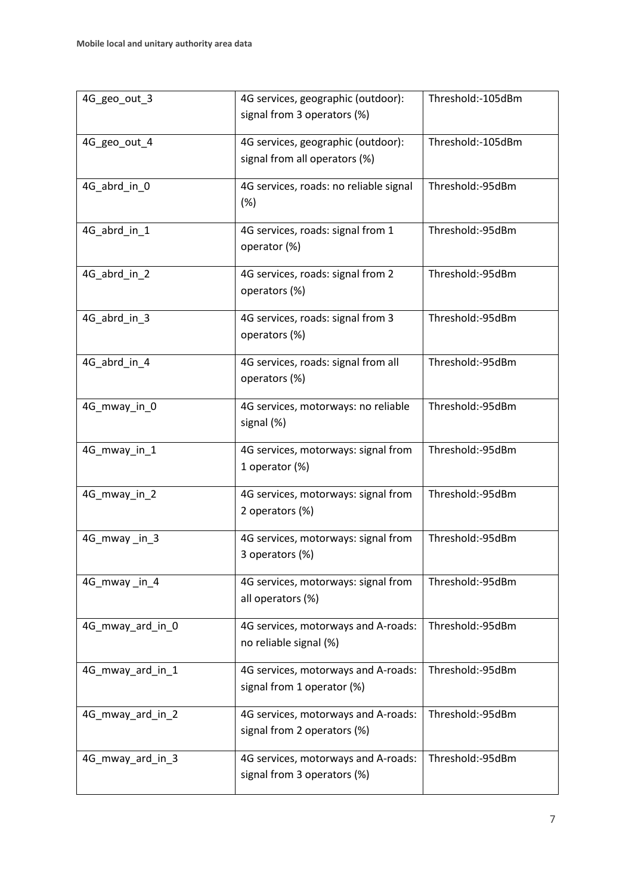| 4G_geo_out_3 | 4G services, geographic (outdoor): signal from 3 operators (%) | Threshold:-105dBm |
|---|---|---|
| 4G_geo_out_4 | 4G services, geographic (outdoor): signal from all operators (%) | Threshold:-105dBm |
| 4G_abrd_in_0 | 4G services, roads: no reliable signal (%) | Threshold:-95dBm |
| 4G_abrd_in_1 | 4G services, roads: signal from 1 operator (%) | Threshold:-95dBm |
| 4G_abrd_in_2 | 4G services, roads: signal from 2 operators (%) | Threshold:-95dBm |
| 4G_abrd_in_3 | 4G services, roads: signal from 3 operators (%) | Threshold:-95dBm |
| 4G_abrd_in_4 | 4G services, roads: signal from all operators (%) | Threshold:-95dBm |
| 4G_mway_in_0 | 4G services, motorways: no reliable signal (%) | Threshold:-95dBm |
| 4G_mway_in_1 | 4G services, motorways: signal from 1 operator (%) | Threshold:-95dBm |
| 4G_mway_in_2 | 4G services, motorways: signal from 2 operators (%) | Threshold:-95dBm |
| 4G_mway _in_3 | 4G services, motorways: signal from 3 operators (%) | Threshold:-95dBm |
| 4G_mway _in_4 | 4G services, motorways: signal from all operators (%) | Threshold:-95dBm |
| 4G_mway_ard_in_0 | 4G services, motorways and A-roads: no reliable signal (%) | Threshold:-95dBm |
| 4G_mway_ard_in_1 | 4G services, motorways and A-roads: signal from 1 operator (%) | Threshold:-95dBm |
| 4G_mway_ard_in_2 | 4G services, motorways and A-roads: signal from 2 operators (%) | Threshold:-95dBm |
| 4G_mway_ard_in_3 | 4G services, motorways and A-roads: signal from 3 operators (%) | Threshold:-95dBm |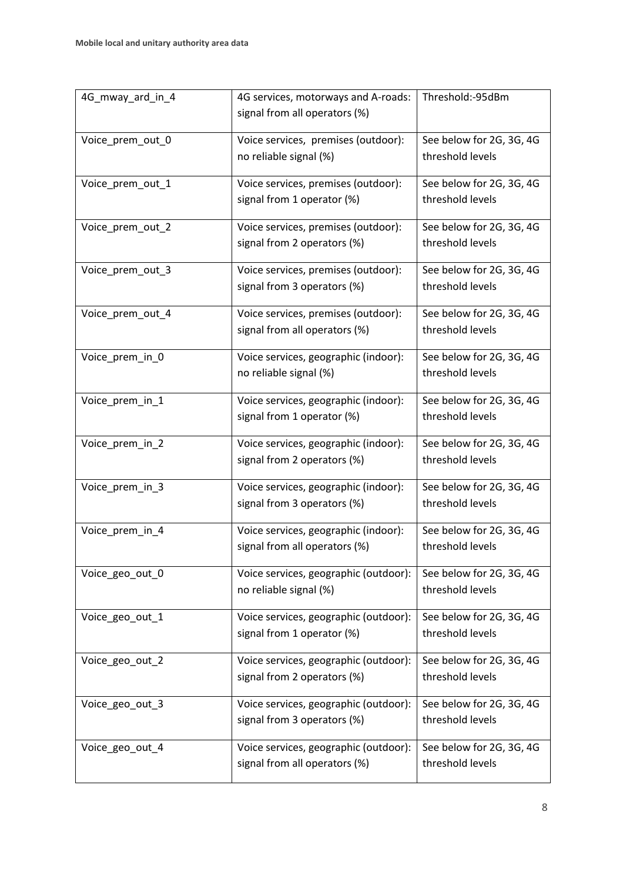| 4G_mway_ard_in_4 | 4G services, motorways and A-roads: signal from all operators (%) | Threshold:-95dBm |
|---|---|---|
| Voice_prem_out_0 | Voice services,  premises (outdoor): no reliable signal (%) | See below for 2G, 3G, 4G threshold levels |
| Voice_prem_out_1 | Voice services, premises (outdoor): signal from 1 operator (%) | See below for 2G, 3G, 4G threshold levels |
| Voice_prem_out_2 | Voice services, premises (outdoor): signal from 2 operators (%) | See below for 2G, 3G, 4G threshold levels |
| Voice_prem_out_3 | Voice services, premises (outdoor): signal from 3 operators (%) | See below for 2G, 3G, 4G threshold levels |
| Voice_prem_out_4 | Voice services, premises (outdoor): signal from all operators (%) | See below for 2G, 3G, 4G threshold levels |
| Voice_prem_in_0 | Voice services, geographic (indoor): no reliable signal (%) | See below for 2G, 3G, 4G threshold levels |
| Voice_prem_in_1 | Voice services, geographic (indoor): signal from 1 operator (%) | See below for 2G, 3G, 4G threshold levels |
| Voice_prem_in_2 | Voice services, geographic (indoor): signal from 2 operators (%) | See below for 2G, 3G, 4G threshold levels |
| Voice_prem_in_3 | Voice services, geographic (indoor): signal from 3 operators (%) | See below for 2G, 3G, 4G threshold levels |
| Voice_prem_in_4 | Voice services, geographic (indoor): signal from all operators (%) | See below for 2G, 3G, 4G threshold levels |
| Voice_geo_out_0 | Voice services, geographic (outdoor): no reliable signal (%) | See below for 2G, 3G, 4G threshold levels |
| Voice_geo_out_1 | Voice services, geographic (outdoor): signal from 1 operator (%) | See below for 2G, 3G, 4G threshold levels |
| Voice_geo_out_2 | Voice services, geographic (outdoor): signal from 2 operators (%) | See below for 2G, 3G, 4G threshold levels |
| Voice_geo_out_3 | Voice services, geographic (outdoor): signal from 3 operators (%) | See below for 2G, 3G, 4G threshold levels |
| Voice_geo_out_4 | Voice services, geographic (outdoor): signal from all operators (%) | See below for 2G, 3G, 4G threshold levels |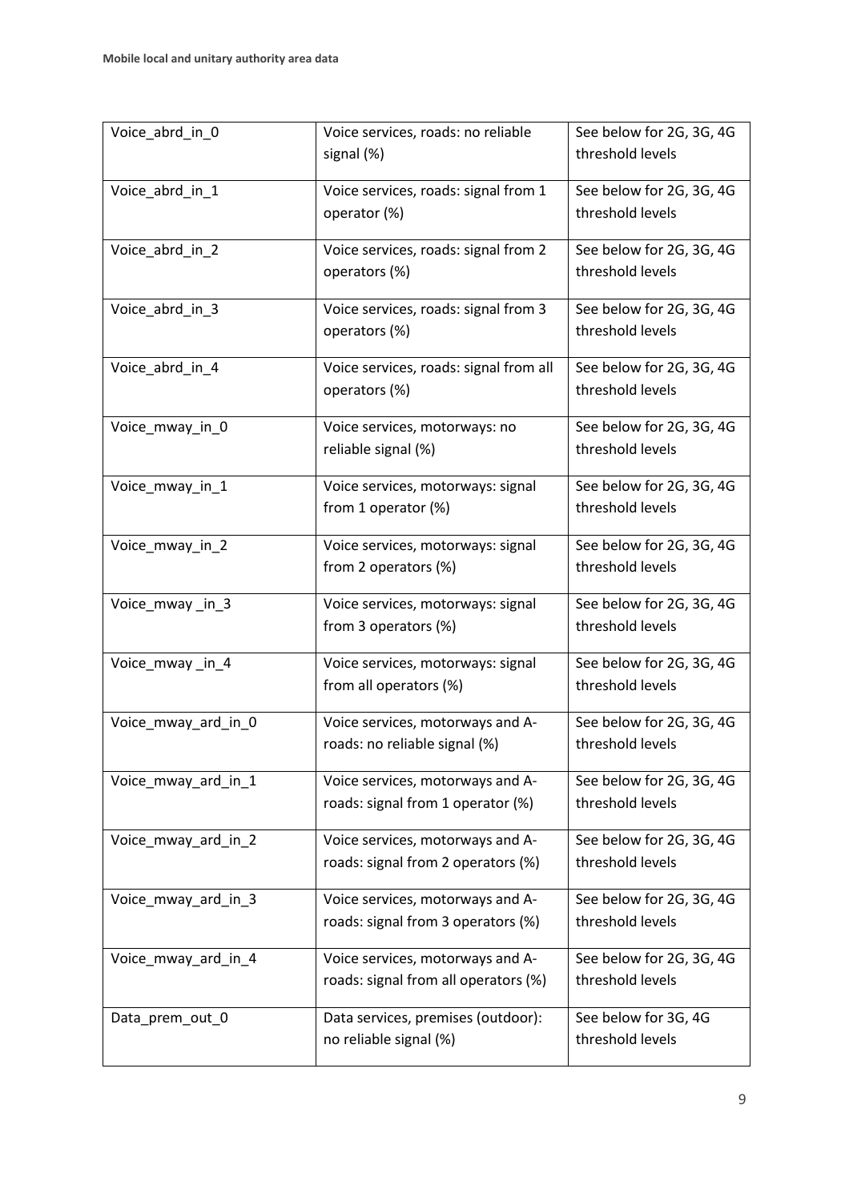| Voice_abrd_in_0 | Voice services, roads: no reliable signal (%) | See below for 2G, 3G, 4G threshold levels |
|---|---|---|
| Voice_abrd_in_1 | Voice services, roads: signal from 1 operator (%) | See below for 2G, 3G, 4G threshold levels |
| Voice_abrd_in_2 | Voice services, roads: signal from 2 operators (%) | See below for 2G, 3G, 4G threshold levels |
| Voice_abrd_in_3 | Voice services, roads: signal from 3 operators (%) | See below for 2G, 3G, 4G threshold levels |
| Voice_abrd_in_4 | Voice services, roads: signal from all operators (%) | See below for 2G, 3G, 4G threshold levels |
| Voice_mway_in_0 | Voice services, motorways: no reliable signal (%) | See below for 2G, 3G, 4G threshold levels |
| Voice_mway_in_1 | Voice services, motorways: signal from 1 operator (%) | See below for 2G, 3G, 4G threshold levels |
| Voice_mway_in_2 | Voice services, motorways: signal from 2 operators (%) | See below for 2G, 3G, 4G threshold levels |
| Voice_mway _in_3 | Voice services, motorways: signal from 3 operators (%) | See below for 2G, 3G, 4G threshold levels |
| Voice_mway _in_4 | Voice services, motorways: signal from all operators (%) | See below for 2G, 3G, 4G threshold levels |
| Voice_mway_ard_in_0 | Voice services, motorways and A-roads: no reliable signal (%) | See below for 2G, 3G, 4G threshold levels |
| Voice_mway_ard_in_1 | Voice services, motorways and A-roads: signal from 1 operator (%) | See below for 2G, 3G, 4G threshold levels |
| Voice_mway_ard_in_2 | Voice services, motorways and A-roads: signal from 2 operators (%) | See below for 2G, 3G, 4G threshold levels |
| Voice_mway_ard_in_3 | Voice services, motorways and A-roads: signal from 3 operators (%) | See below for 2G, 3G, 4G threshold levels |
| Voice_mway_ard_in_4 | Voice services, motorways and A-roads: signal from all operators (%) | See below for 2G, 3G, 4G threshold levels |
| Data_prem_out_0 | Data services, premises (outdoor): no reliable signal (%) | See below for 3G, 4G threshold levels |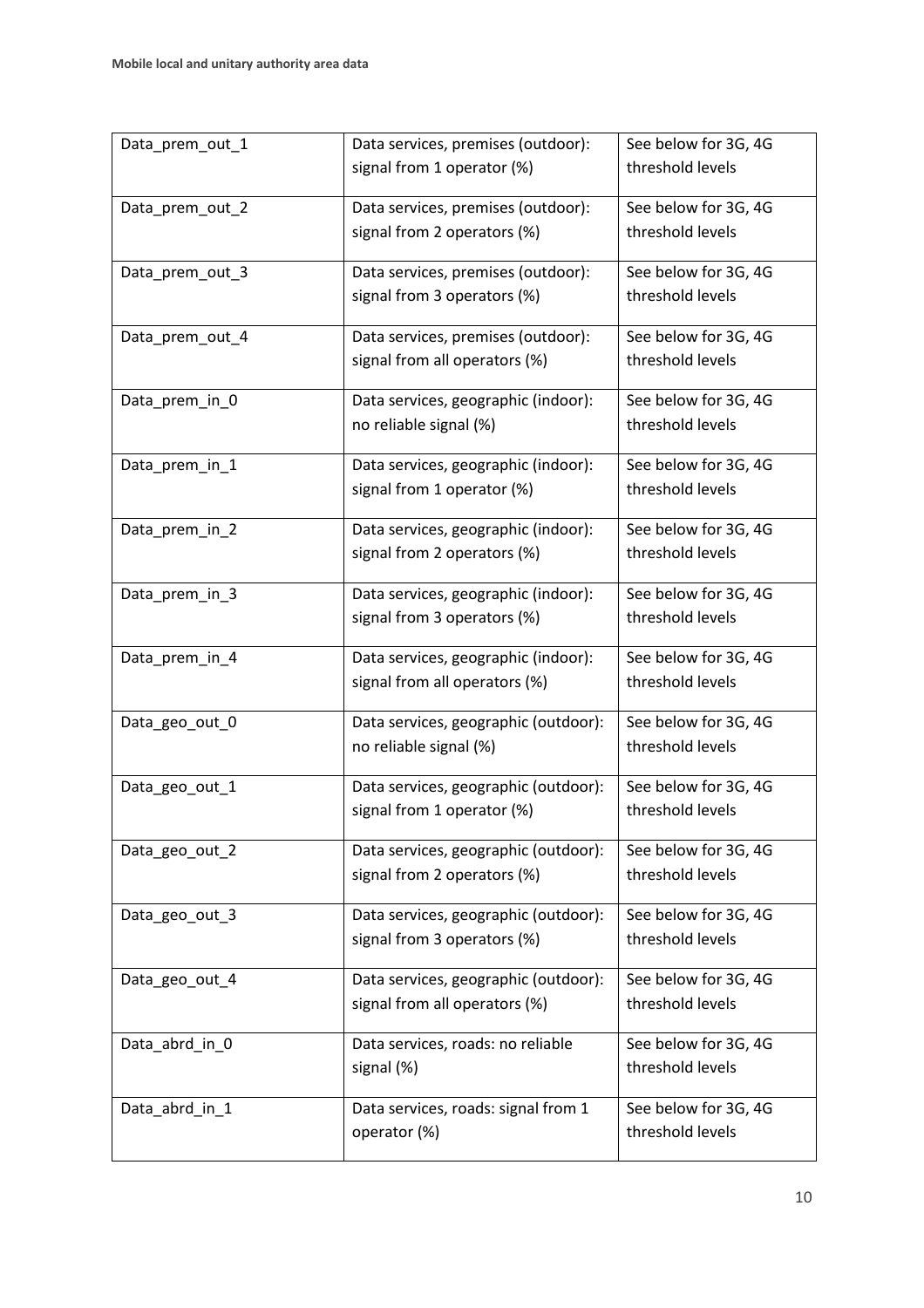| Data_prem_out_1 | Data services, premises (outdoor): signal from 1 operator (%) | See below for 3G, 4G threshold levels |
|---|---|---|
| Data_prem_out_2 | Data services, premises (outdoor): signal from 2 operators (%) | See below for 3G, 4G threshold levels |
| Data_prem_out_3 | Data services, premises (outdoor): signal from 3 operators (%) | See below for 3G, 4G threshold levels |
| Data_prem_out_4 | Data services, premises (outdoor): signal from all operators (%) | See below for 3G, 4G threshold levels |
| Data_prem_in_0 | Data services, geographic (indoor): no reliable signal (%) | See below for 3G, 4G threshold levels |
| Data_prem_in_1 | Data services, geographic (indoor): signal from 1 operator (%) | See below for 3G, 4G threshold levels |
| Data_prem_in_2 | Data services, geographic (indoor): signal from 2 operators (%) | See below for 3G, 4G threshold levels |
| Data_prem_in_3 | Data services, geographic (indoor): signal from 3 operators (%) | See below for 3G, 4G threshold levels |
| Data_prem_in_4 | Data services, geographic (indoor): signal from all operators (%) | See below for 3G, 4G threshold levels |
| Data_geo_out_0 | Data services, geographic (outdoor): no reliable signal (%) | See below for 3G, 4G threshold levels |
| Data_geo_out_1 | Data services, geographic (outdoor): signal from 1 operator (%) | See below for 3G, 4G threshold levels |
| Data_geo_out_2 | Data services, geographic (outdoor): signal from 2 operators (%) | See below for 3G, 4G threshold levels |
| Data_geo_out_3 | Data services, geographic (outdoor): signal from 3 operators (%) | See below for 3G, 4G threshold levels |
| Data_geo_out_4 | Data services, geographic (outdoor): signal from all operators (%) | See below for 3G, 4G threshold levels |
| Data_abrd_in_0 | Data services, roads: no reliable signal (%) | See below for 3G, 4G threshold levels |
| Data_abrd_in_1 | Data services, roads: signal from 1 operator (%) | See below for 3G, 4G threshold levels |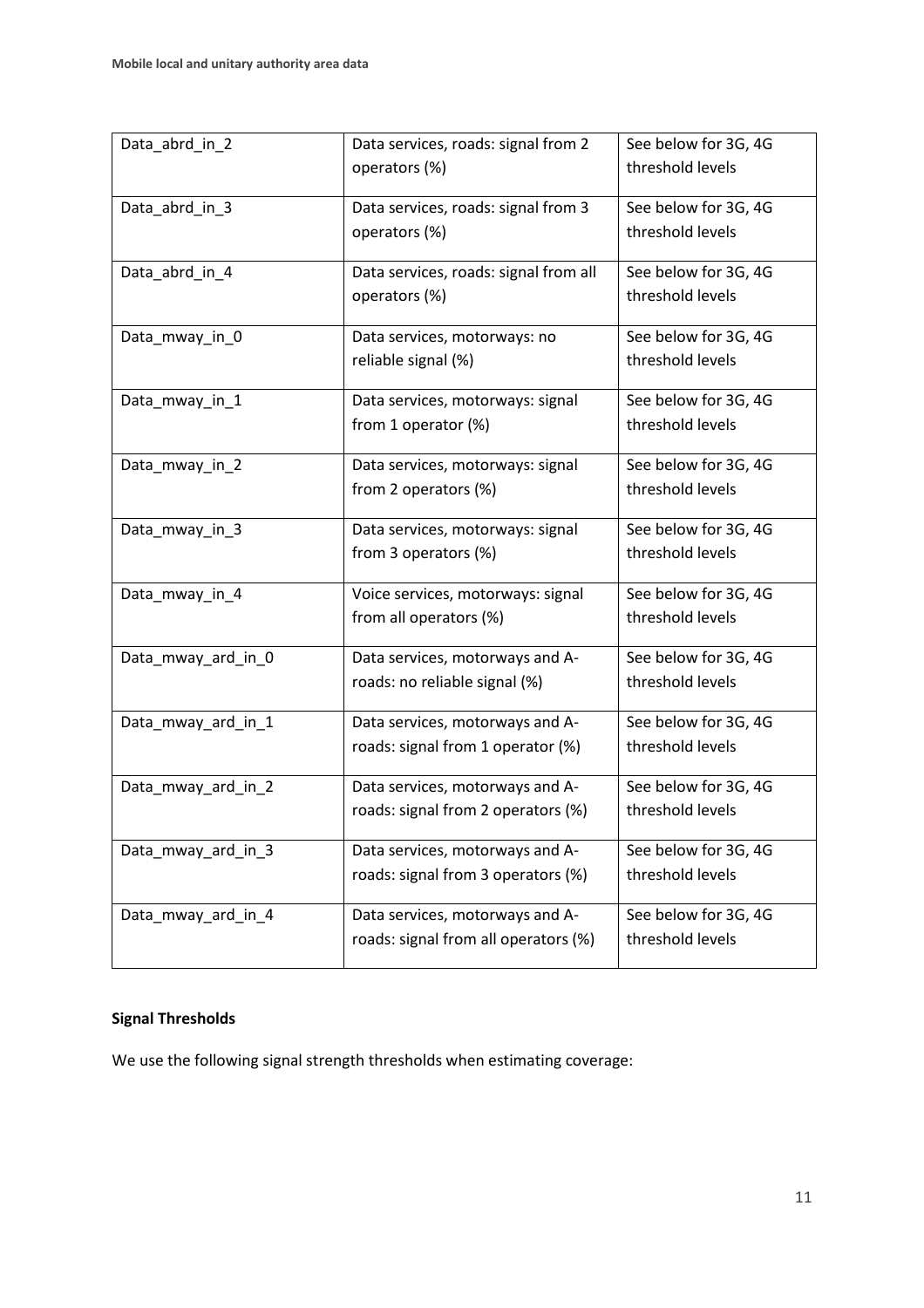| | | |
|---|---|---|
| Data_abrd_in_2 | Data services, roads: signal from 2 operators (%) | See below for 3G, 4G threshold levels |
| Data_abrd_in_3 | Data services, roads: signal from 3 operators (%) | See below for 3G, 4G threshold levels |
| Data_abrd_in_4 | Data services, roads: signal from all operators (%) | See below for 3G, 4G threshold levels |
| Data_mway_in_0 | Data services, motorways: no reliable signal (%) | See below for 3G, 4G threshold levels |
| Data_mway_in_1 | Data services, motorways: signal from 1 operator (%) | See below for 3G, 4G threshold levels |
| Data_mway_in_2 | Data services, motorways: signal from 2 operators (%) | See below for 3G, 4G threshold levels |
| Data_mway_in_3 | Data services, motorways: signal from 3 operators (%) | See below for 3G, 4G threshold levels |
| Data_mway_in_4 | Voice services, motorways: signal from all operators (%) | See below for 3G, 4G threshold levels |
| Data_mway_ard_in_0 | Data services, motorways and A-roads: no reliable signal (%) | See below for 3G, 4G threshold levels |
| Data_mway_ard_in_1 | Data services, motorways and A-roads: signal from 1 operator (%) | See below for 3G, 4G threshold levels |
| Data_mway_ard_in_2 | Data services, motorways and A-roads: signal from 2 operators (%) | See below for 3G, 4G threshold levels |
| Data_mway_ard_in_3 | Data services, motorways and A-roads: signal from 3 operators (%) | See below for 3G, 4G threshold levels |
| Data_mway_ard_in_4 | Data services, motorways and A-roads: signal from all operators (%) | See below for 3G, 4G threshold levels |

**Signal Thresholds**

We use the following signal strength thresholds when estimating coverage: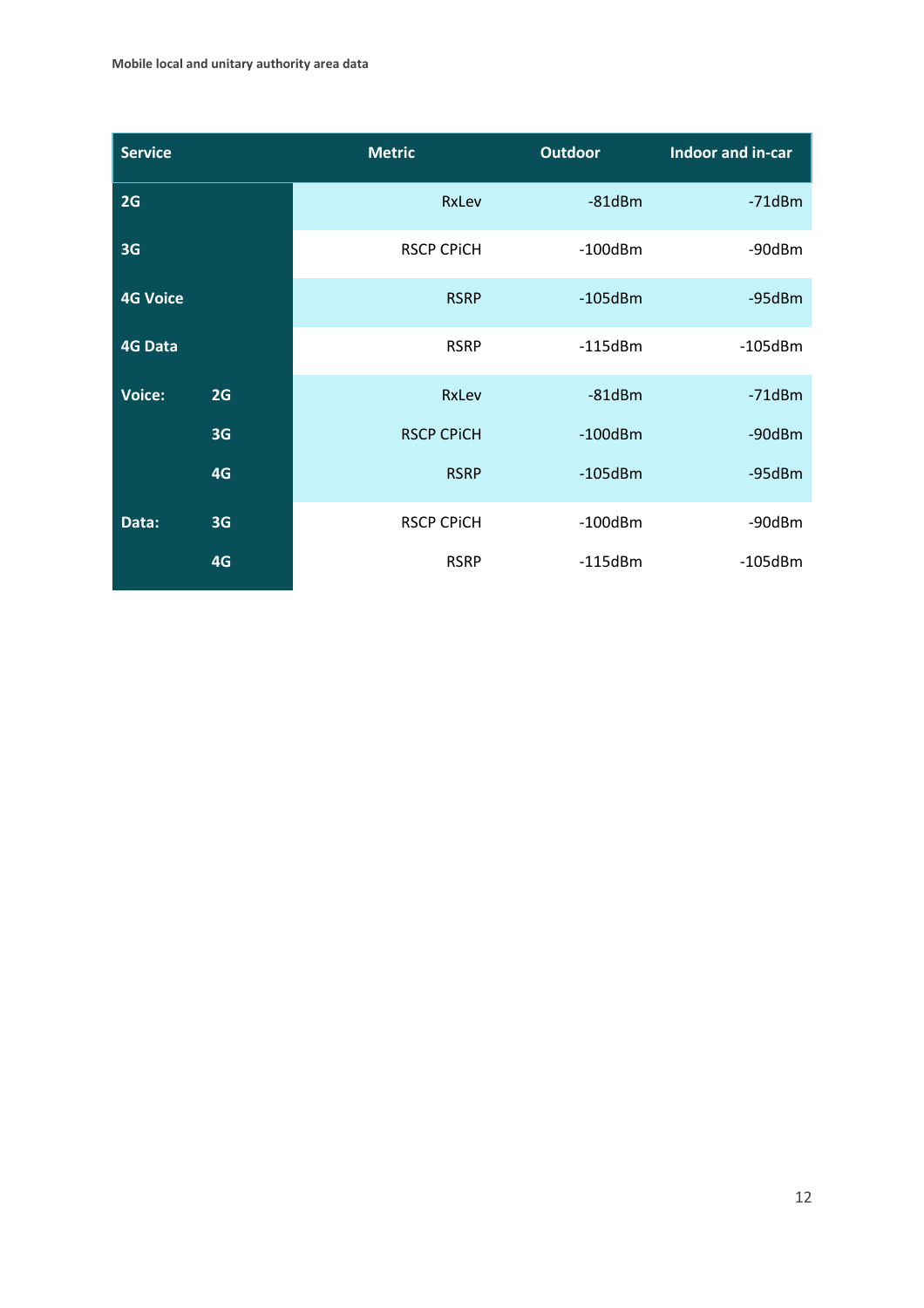| Service | | Metric | Outdoor | Indoor and in-car |
|---|---|---|---|---|
| 2G | | RxLev | -81dBm | -71dBm |
| 3G | | RSCP CPiCH | -100dBm | -90dBm |
| 4G Voice | | RSRP | -105dBm | -95dBm |
| 4G Data | | RSRP | -115dBm | -105dBm |
| Voice: | 2G | RxLev | -81dBm | -71dBm |
| | 3G | RSCP CPiCH | -100dBm | -90dBm |
| | 4G | RSRP | -105dBm | -95dBm |
| Data: | 3G | RSCP CPiCH | -100dBm | -90dBm |
| | 4G | RSRP | -115dBm | -105dBm |